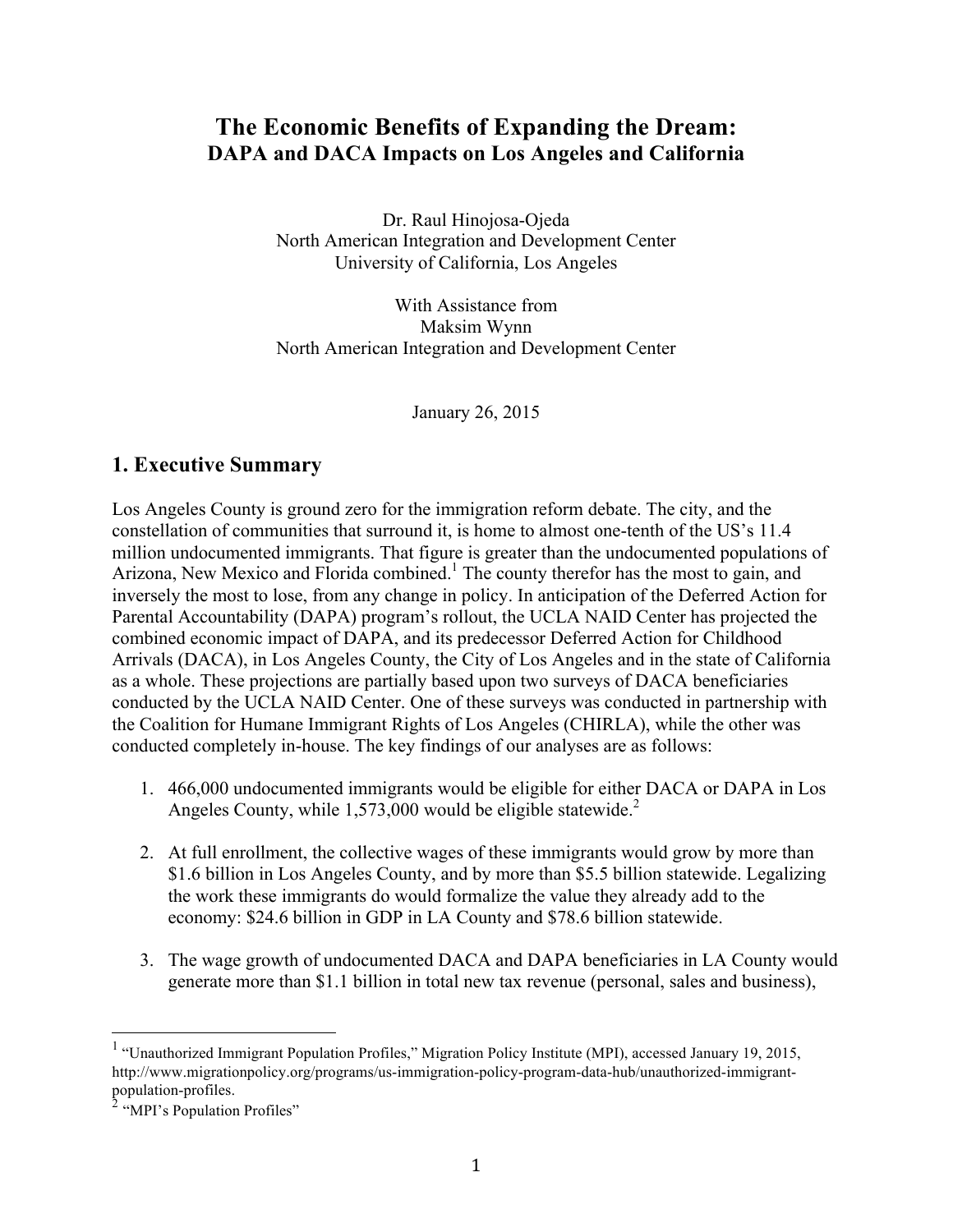# The Economic Benefits of Expanding the Dream:
## DAPA and DACA Impacts on Los Angeles and California

Dr. Raul Hinojosa-Ojeda
North American Integration and Development Center
University of California, Los Angeles

With Assistance from
Maksim Wynn
North American Integration and Development Center

January 26, 2015

## 1. Executive Summary

Los Angeles County is ground zero for the immigration reform debate. The city, and the constellation of communities that surround it, is home to almost one-tenth of the US's 11.4 million undocumented immigrants. That figure is greater than the undocumented populations of Arizona, New Mexico and Florida combined.[1] The county therefor has the most to gain, and inversely the most to lose, from any change in policy. In anticipation of the Deferred Action for Parental Accountability (DAPA) program's rollout, the UCLA NAID Center has projected the combined economic impact of DAPA, and its predecessor Deferred Action for Childhood Arrivals (DACA), in Los Angeles County, the City of Los Angeles and in the state of California as a whole. These projections are partially based upon two surveys of DACA beneficiaries conducted by the UCLA NAID Center. One of these surveys was conducted in partnership with the Coalition for Humane Immigrant Rights of Los Angeles (CHIRLA), while the other was conducted completely in-house. The key findings of our analyses are as follows:

1. 466,000 undocumented immigrants would be eligible for either DACA or DAPA in Los Angeles County, while 1,573,000 would be eligible statewide.[2]

2. At full enrollment, the collective wages of these immigrants would grow by more than $1.6 billion in Los Angeles County, and by more than $5.5 billion statewide. Legalizing the work these immigrants do would formalize the value they already add to the economy: $24.6 billion in GDP in LA County and $78.6 billion statewide.

3. The wage growth of undocumented DACA and DAPA beneficiaries in LA County would generate more than $1.1 billion in total new tax revenue (personal, sales and business),

---

[1] "Unauthorized Immigrant Population Profiles," Migration Policy Institute (MPI), accessed January 19, 2015, http://www.migrationpolicy.org/programs/us-immigration-policy-program-data-hub/unauthorized-immigrant-population-profiles.

[2] "MPI's Population Profiles"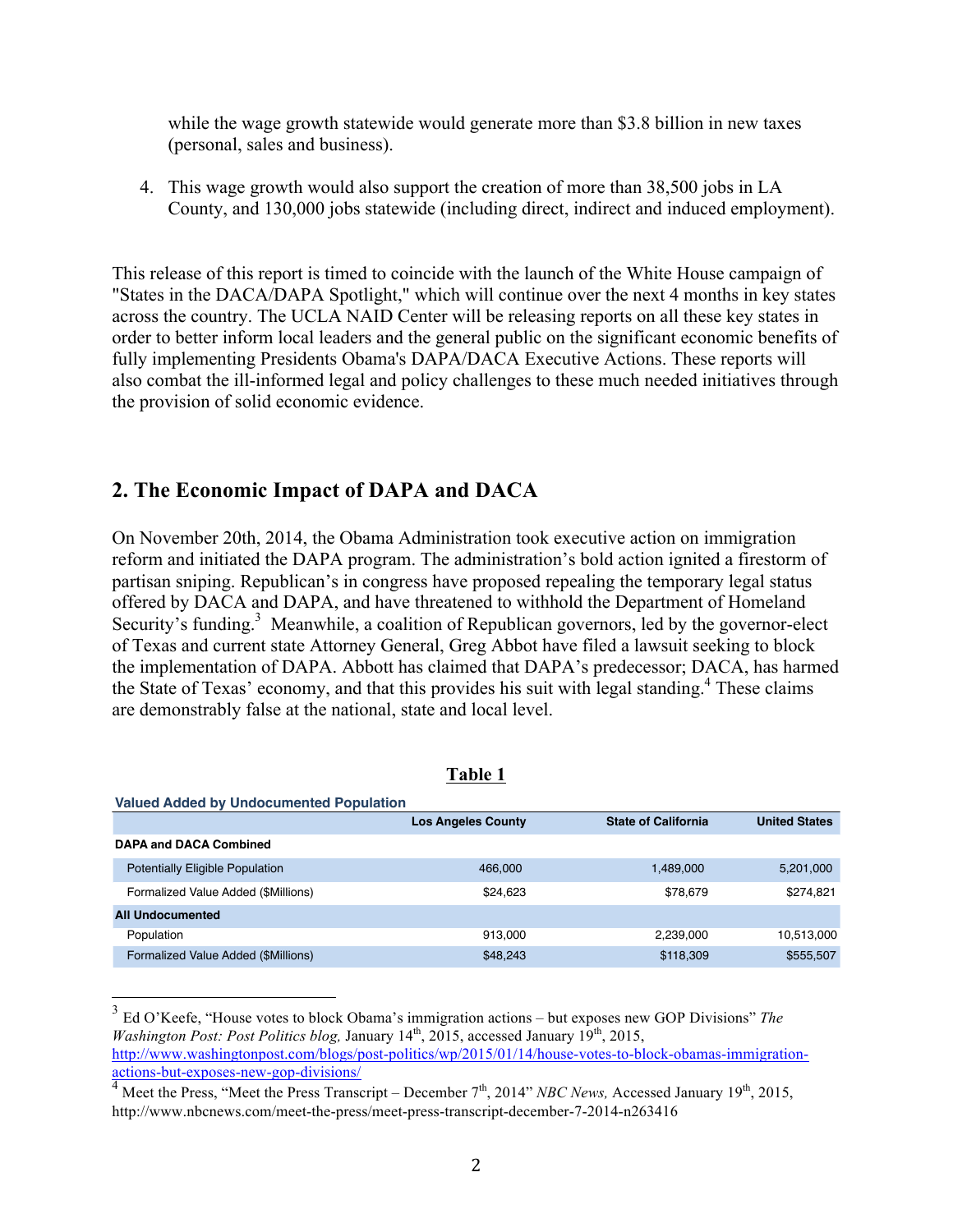while the wage growth statewide would generate more than $3.8 billion in new taxes (personal, sales and business).

4. This wage growth would also support the creation of more than 38,500 jobs in LA County, and 130,000 jobs statewide (including direct, indirect and induced employment).

This release of this report is timed to coincide with the launch of the White House campaign of "States in the DACA/DAPA Spotlight," which will continue over the next 4 months in key states across the country. The UCLA NAID Center will be releasing reports on all these key states in order to better inform local leaders and the general public on the significant economic benefits of fully implementing Presidents Obama's DAPA/DACA Executive Actions. These reports will also combat the ill-informed legal and policy challenges to these much needed initiatives through the provision of solid economic evidence.

## 2. The Economic Impact of DAPA and DACA

On November 20th, 2014, the Obama Administration took executive action on immigration reform and initiated the DAPA program. The administration's bold action ignited a firestorm of partisan sniping. Republican's in congress have proposed repealing the temporary legal status offered by DACA and DAPA, and have threatened to withhold the Department of Homeland Security's funding.[3] Meanwhile, a coalition of Republican governors, led by the governor-elect of Texas and current state Attorney General, Greg Abbot have filed a lawsuit seeking to block the implementation of DAPA. Abbott has claimed that DAPA's predecessor; DACA, has harmed the State of Texas' economy, and that this provides his suit with legal standing.[4] These claims are demonstrably false at the national, state and local level.

**Table 1**

**Valued Added by Undocumented Population**

| | Los Angeles County | State of California | United States |
|---|---|---|---|
| **DAPA and DACA Combined** | | | |
| Potentially Eligible Population | 466,000 | 1,489,000 | 5,201,000 |
| Formalized Value Added ($Millions) | $24,623 | $78,679 | $274,821 |
| **All Undocumented** | | | |
| Population | 913,000 | 2,239,000 | 10,513,000 |
| Formalized Value Added ($Millions) | $48,243 | $118,309 | $555,507 |

---

[3] Ed O'Keefe, "House votes to block Obama's immigration actions – but exposes new GOP Divisions" *The Washington Post: Post Politics blog,* January 14th, 2015, accessed January 19th, 2015, http://www.washingtonpost.com/blogs/post-politics/wp/2015/01/14/house-votes-to-block-obamas-immigration-actions-but-exposes-new-gop-divisions/

[4] Meet the Press, "Meet the Press Transcript – December 7th, 2014" *NBC News,* Accessed January 19th, 2015, http://www.nbcnews.com/meet-the-press/meet-press-transcript-december-7-2014-n263416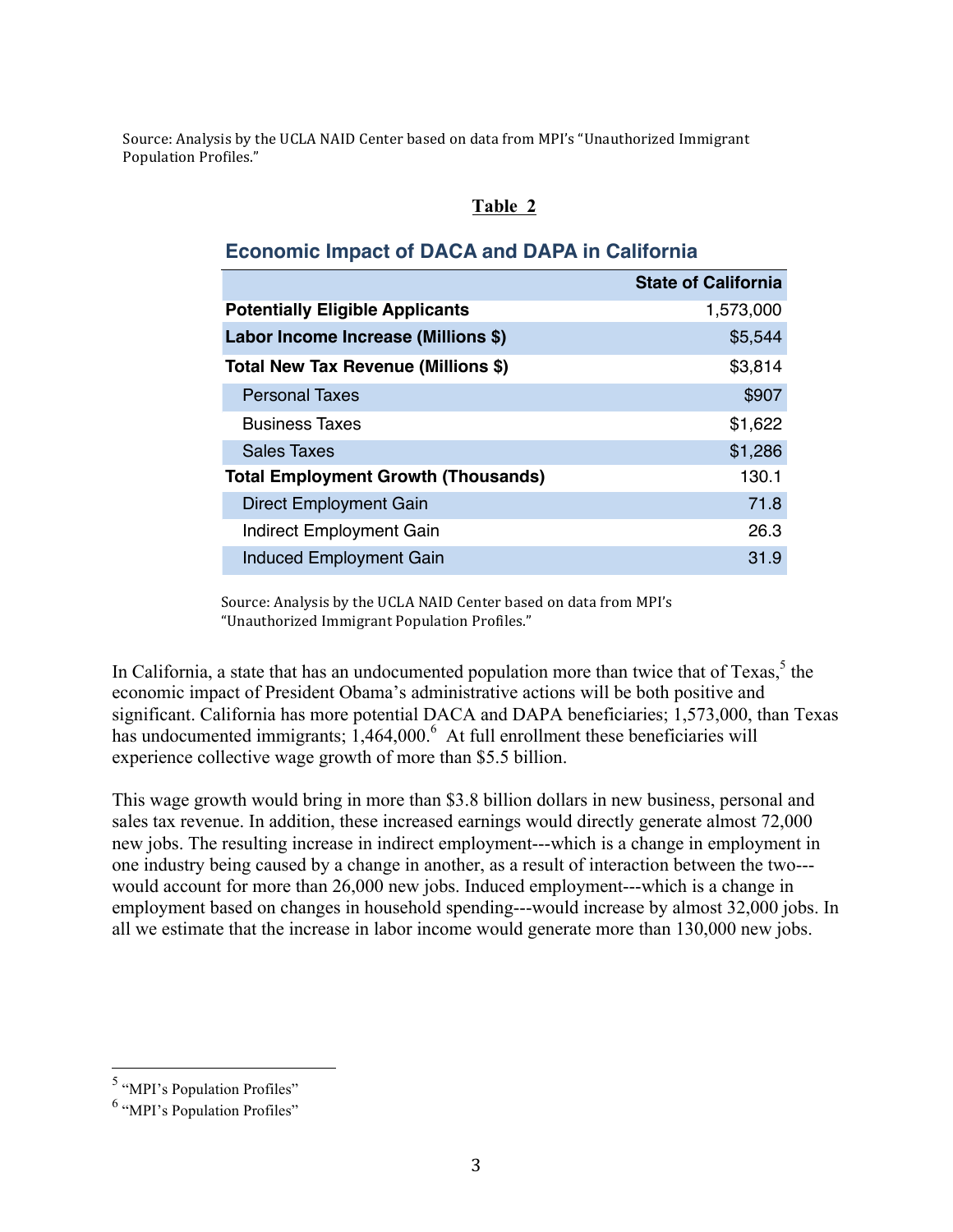Source: Analysis by the UCLA NAID Center based on data from MPI's "Unauthorized Immigrant Population Profiles."

**Table 2**

**Economic Impact of DACA and DAPA in California**

| | State of California |
|---|---|
| **Potentially Eligible Applicants** | 1,573,000 |
| **Labor Income Increase (Millions $)** | $5,544 |
| **Total New Tax Revenue (Millions $)** | $3,814 |
| Personal Taxes | $907 |
| Business Taxes | $1,622 |
| Sales Taxes | $1,286 |
| **Total Employment Growth (Thousands)** | 130.1 |
| Direct Employment Gain | 71.8 |
| Indirect Employment Gain | 26.3 |
| Induced Employment Gain | 31.9 |

Source: Analysis by the UCLA NAID Center based on data from MPI's "Unauthorized Immigrant Population Profiles."

In California, a state that has an undocumented population more than twice that of Texas,[5] the economic impact of President Obama's administrative actions will be both positive and significant. California has more potential DACA and DAPA beneficiaries; 1,573,000, than Texas has undocumented immigrants; 1,464,000.[6] At full enrollment these beneficiaries will experience collective wage growth of more than $5.5 billion.

This wage growth would bring in more than $3.8 billion dollars in new business, personal and sales tax revenue. In addition, these increased earnings would directly generate almost 72,000 new jobs. The resulting increase in indirect employment---which is a change in employment in one industry being caused by a change in another, as a result of interaction between the two---would account for more than 26,000 new jobs. Induced employment---which is a change in employment based on changes in household spending---would increase by almost 32,000 jobs. In all we estimate that the increase in labor income would generate more than 130,000 new jobs.

[5] "MPI's Population Profiles"

[6] "MPI's Population Profiles"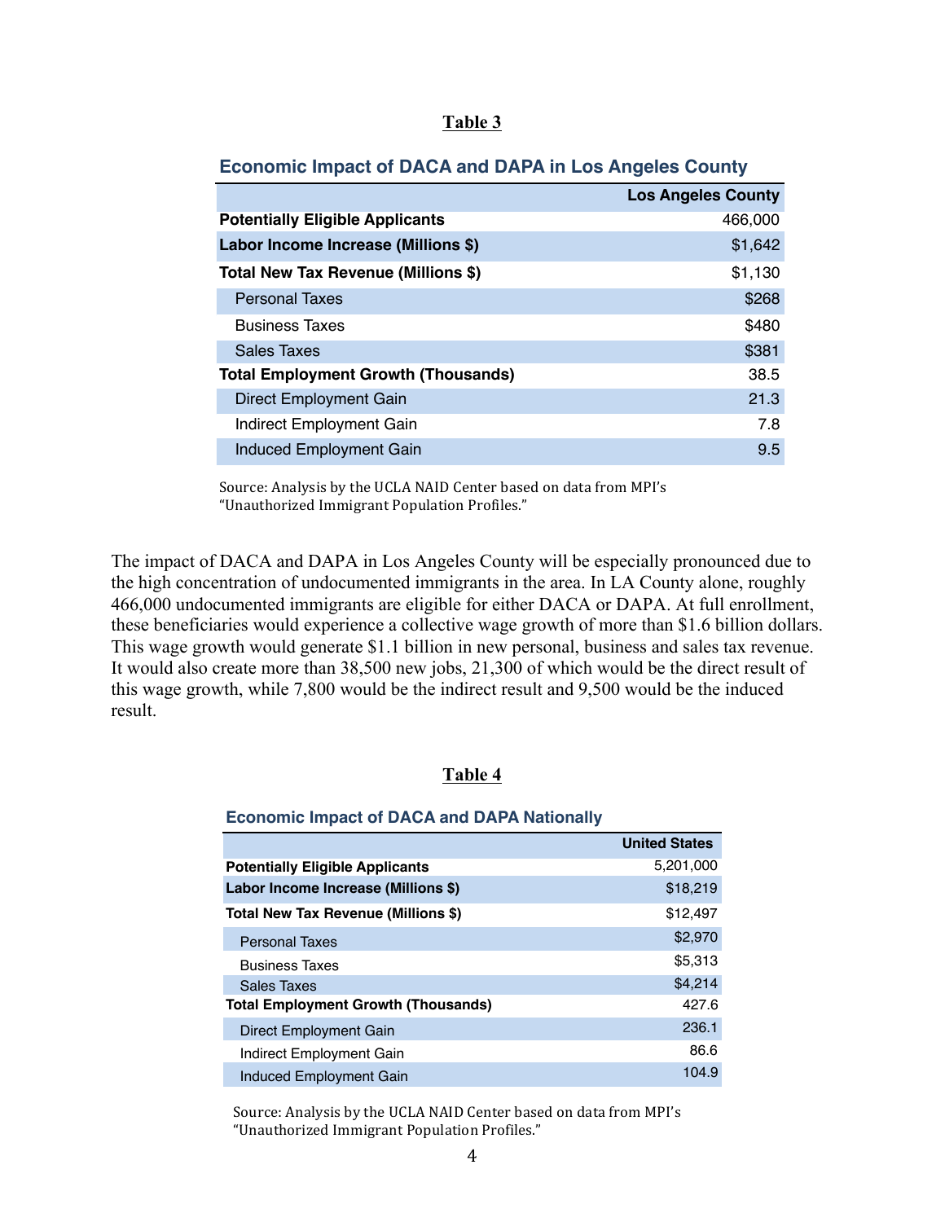**Table 3**

**Economic Impact of DACA and DAPA in Los Angeles County**

| | Los Angeles County |
|---|---|
| **Potentially Eligible Applicants** | 466,000 |
| **Labor Income Increase (Millions $)** | $1,642 |
| **Total New Tax Revenue (Millions $)** | $1,130 |
| Personal Taxes | $268 |
| Business Taxes | $480 |
| Sales Taxes | $381 |
| **Total Employment Growth (Thousands)** | 38.5 |
| Direct Employment Gain | 21.3 |
| Indirect Employment Gain | 7.8 |
| Induced Employment Gain | 9.5 |

Source: Analysis by the UCLA NAID Center based on data from MPI's "Unauthorized Immigrant Population Profiles."

The impact of DACA and DAPA in Los Angeles County will be especially pronounced due to the high concentration of undocumented immigrants in the area. In LA County alone, roughly 466,000 undocumented immigrants are eligible for either DACA or DAPA. At full enrollment, these beneficiaries would experience a collective wage growth of more than $1.6 billion dollars. This wage growth would generate $1.1 billion in new personal, business and sales tax revenue. It would also create more than 38,500 new jobs, 21,300 of which would be the direct result of this wage growth, while 7,800 would be the indirect result and 9,500 would be the induced result.

**Table 4**

**Economic Impact of DACA and DAPA Nationally**

| | United States |
|---|---|
| **Potentially Eligible Applicants** | 5,201,000 |
| **Labor Income Increase (Millions $)** | $18,219 |
| **Total New Tax Revenue (Millions $)** | $12,497 |
| Personal Taxes | $2,970 |
| Business Taxes | $5,313 |
| Sales Taxes | $4,214 |
| **Total Employment Growth (Thousands)** | 427.6 |
| Direct Employment Gain | 236.1 |
| Indirect Employment Gain | 86.6 |
| Induced Employment Gain | 104.9 |

Source: Analysis by the UCLA NAID Center based on data from MPI's "Unauthorized Immigrant Population Profiles."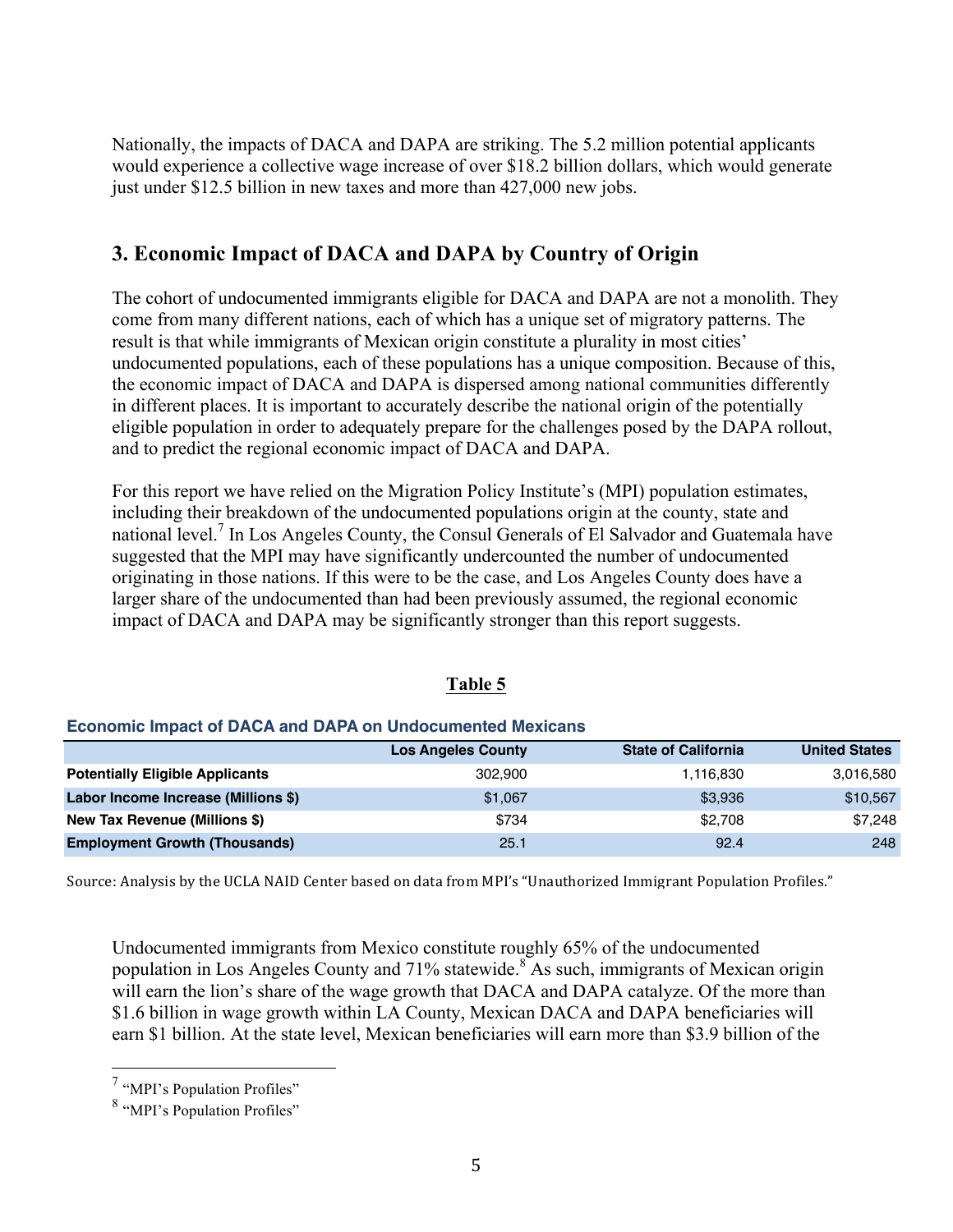Nationally, the impacts of DACA and DAPA are striking. The 5.2 million potential applicants would experience a collective wage increase of over $18.2 billion dollars, which would generate just under $12.5 billion in new taxes and more than 427,000 new jobs.

## 3. Economic Impact of DACA and DAPA by Country of Origin

The cohort of undocumented immigrants eligible for DACA and DAPA are not a monolith. They come from many different nations, each of which has a unique set of migratory patterns. The result is that while immigrants of Mexican origin constitute a plurality in most cities' undocumented populations, each of these populations has a unique composition. Because of this, the economic impact of DACA and DAPA is dispersed among national communities differently in different places. It is important to accurately describe the national origin of the potentially eligible population in order to adequately prepare for the challenges posed by the DAPA rollout, and to predict the regional economic impact of DACA and DAPA.

For this report we have relied on the Migration Policy Institute's (MPI) population estimates, including their breakdown of the undocumented populations origin at the county, state and national level.[7] In Los Angeles County, the Consul Generals of El Salvador and Guatemala have suggested that the MPI may have significantly undercounted the number of undocumented originating in those nations. If this were to be the case, and Los Angeles County does have a larger share of the undocumented than had been previously assumed, the regional economic impact of DACA and DAPA may be significantly stronger than this report suggests.

**Table 5**

**Economic Impact of DACA and DAPA on Undocumented Mexicans**

| | Los Angeles County | State of California | United States |
|---|---|---|---|
| **Potentially Eligible Applicants** | 302,900 | 1,116,830 | 3,016,580 |
| **Labor Income Increase (Millions $)** | $1,067 | $3,936 | $10,567 |
| **New Tax Revenue (Millions $)** | $734 | $2,708 | $7,248 |
| **Employment Growth (Thousands)** | 25.1 | 92.4 | 248 |

Source: Analysis by the UCLA NAID Center based on data from MPI's "Unauthorized Immigrant Population Profiles."

Undocumented immigrants from Mexico constitute roughly 65% of the undocumented population in Los Angeles County and 71% statewide.[8] As such, immigrants of Mexican origin will earn the lion's share of the wage growth that DACA and DAPA catalyze. Of the more than $1.6 billion in wage growth within LA County, Mexican DACA and DAPA beneficiaries will earn $1 billion. At the state level, Mexican beneficiaries will earn more than $3.9 billion of the

[7] "MPI's Population Profiles"

[8] "MPI's Population Profiles"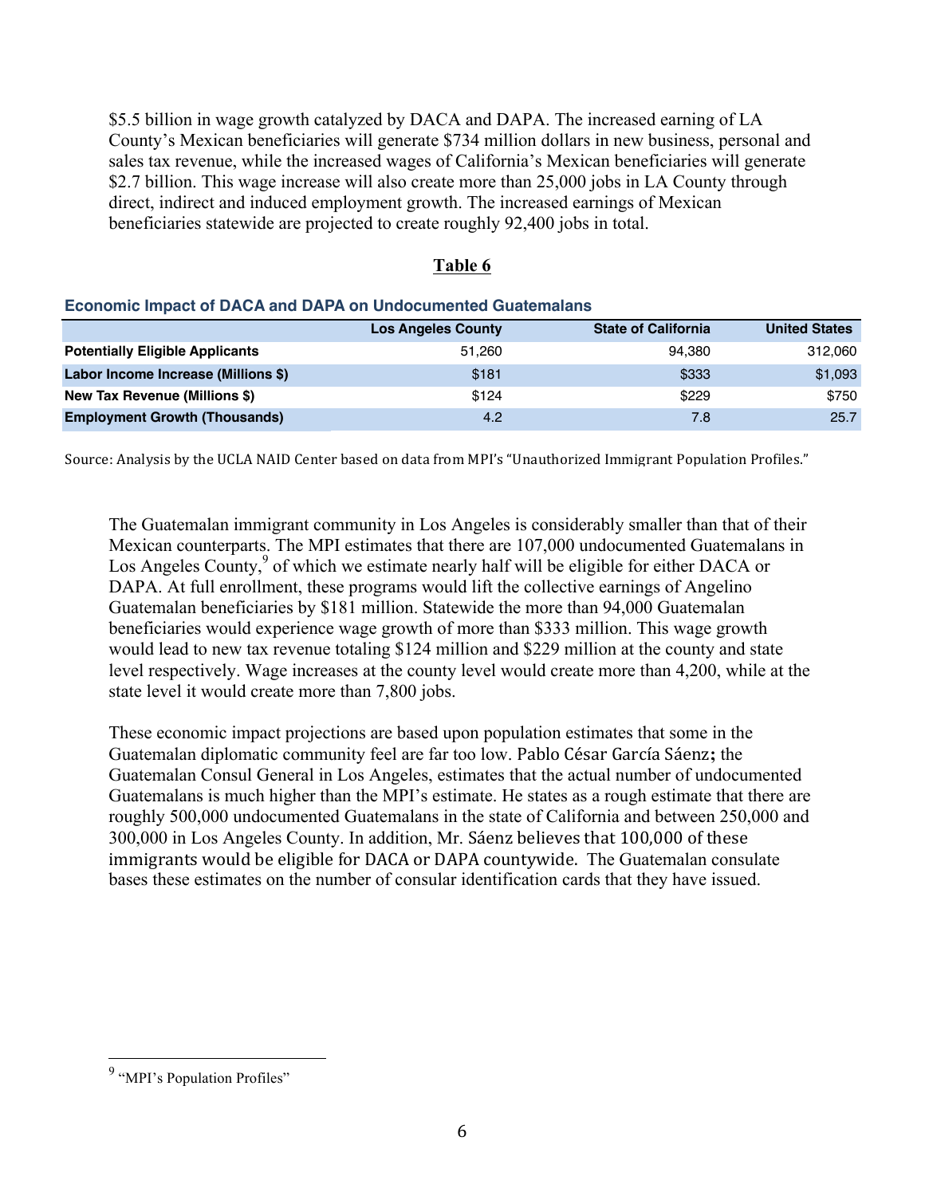$5.5 billion in wage growth catalyzed by DACA and DAPA. The increased earning of LA County's Mexican beneficiaries will generate $734 million dollars in new business, personal and sales tax revenue, while the increased wages of California's Mexican beneficiaries will generate $2.7 billion. This wage increase will also create more than 25,000 jobs in LA County through direct, indirect and induced employment growth. The increased earnings of Mexican beneficiaries statewide are projected to create roughly 92,400 jobs in total.

**Table 6**

**Economic Impact of DACA and DAPA on Undocumented Guatemalans**

| | Los Angeles County | State of California | United States |
|---|---|---|---|
| **Potentially Eligible Applicants** | 51,260 | 94,380 | 312,060 |
| **Labor Income Increase (Millions $)** | $181 | $333 | $1,093 |
| **New Tax Revenue (Millions $)** | $124 | $229 | $750 |
| **Employment Growth (Thousands)** | 4.2 | 7.8 | 25.7 |

Source: Analysis by the UCLA NAID Center based on data from MPI's "Unauthorized Immigrant Population Profiles."

The Guatemalan immigrant community in Los Angeles is considerably smaller than that of their Mexican counterparts. The MPI estimates that there are 107,000 undocumented Guatemalans in Los Angeles County,[9] of which we estimate nearly half will be eligible for either DACA or DAPA. At full enrollment, these programs would lift the collective earnings of Angelino Guatemalan beneficiaries by $181 million. Statewide the more than 94,000 Guatemalan beneficiaries would experience wage growth of more than $333 million. This wage growth would lead to new tax revenue totaling $124 million and $229 million at the county and state level respectively. Wage increases at the county level would create more than 4,200, while at the state level it would create more than 7,800 jobs.

These economic impact projections are based upon population estimates that some in the Guatemalan diplomatic community feel are far too low. Pablo César García Sáenz; the Guatemalan Consul General in Los Angeles, estimates that the actual number of undocumented Guatemalans is much higher than the MPI's estimate. He states as a rough estimate that there are roughly 500,000 undocumented Guatemalans in the state of California and between 250,000 and 300,000 in Los Angeles County. In addition, Mr. Sáenz believes that 100,000 of these immigrants would be eligible for DACA or DAPA countywide. The Guatemalan consulate bases these estimates on the number of consular identification cards that they have issued.

---

[9] "MPI's Population Profiles"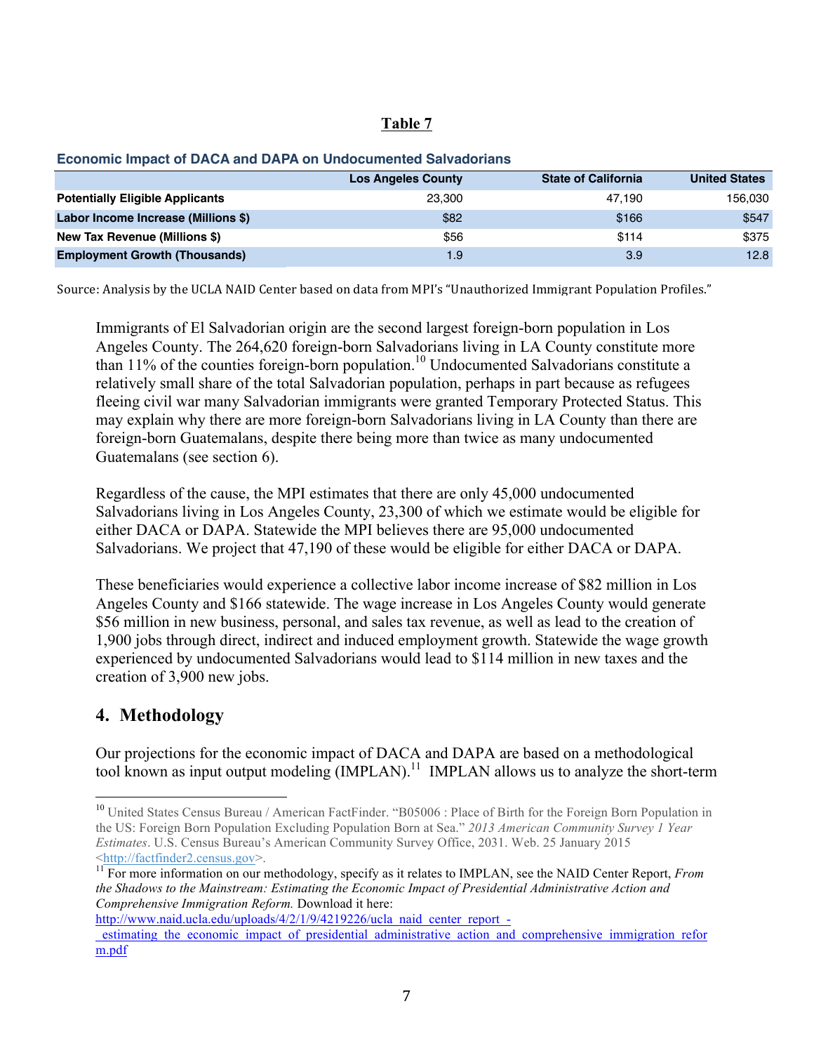**Table 7**

**Economic Impact of DACA and DAPA on Undocumented Salvadorians**

| | Los Angeles County | State of California | United States |
|---|---|---|---|
| **Potentially Eligible Applicants** | 23,300 | 47,190 | 156,030 |
| **Labor Income Increase (Millions $)** | $82 | $166 | $547 |
| **New Tax Revenue (Millions $)** | $56 | $114 | $375 |
| **Employment Growth (Thousands)** | 1.9 | 3.9 | 12.8 |

Source: Analysis by the UCLA NAID Center based on data from MPI's "Unauthorized Immigrant Population Profiles."

Immigrants of El Salvadorian origin are the second largest foreign-born population in Los Angeles County. The 264,620 foreign-born Salvadorians living in LA County constitute more than 11% of the counties foreign-born population.[10] Undocumented Salvadorians constitute a relatively small share of the total Salvadorian population, perhaps in part because as refugees fleeing civil war many Salvadorian immigrants were granted Temporary Protected Status. This may explain why there are more foreign-born Salvadorians living in LA County than there are foreign-born Guatemalans, despite there being more than twice as many undocumented Guatemalans (see section 6).

Regardless of the cause, the MPI estimates that there are only 45,000 undocumented Salvadorians living in Los Angeles County, 23,300 of which we estimate would be eligible for either DACA or DAPA. Statewide the MPI believes there are 95,000 undocumented Salvadorians. We project that 47,190 of these would be eligible for either DACA or DAPA.

These beneficiaries would experience a collective labor income increase of $82 million in Los Angeles County and $166 statewide. The wage increase in Los Angeles County would generate $56 million in new business, personal, and sales tax revenue, as well as lead to the creation of 1,900 jobs through direct, indirect and induced employment growth. Statewide the wage growth experienced by undocumented Salvadorians would lead to $114 million in new taxes and the creation of 3,900 new jobs.

## 4. Methodology

Our projections for the economic impact of DACA and DAPA are based on a methodological tool known as input output modeling (IMPLAN).[11] IMPLAN allows us to analyze the short-term

[10] United States Census Bureau / American FactFinder. "B05006 : Place of Birth for the Foreign Born Population in the US: Foreign Born Population Excluding Population Born at Sea." *2013 American Community Survey 1 Year Estimates*. U.S. Census Bureau's American Community Survey Office, 2031. Web. 25 January 2015 <http://factfinder2.census.gov>.

[11] For more information on our methodology, specify as it relates to IMPLAN, see the NAID Center Report, *From the Shadows to the Mainstream: Estimating the Economic Impact of Presidential Administrative Action and Comprehensive Immigration Reform.* Download it here: http://www.naid.ucla.edu/uploads/4/2/1/9/4219226/ucla_naid_center_report_-_estimating_the_economic_impact_of_presidential_administrative_action_and_comprehensive_immigration_reform.pdf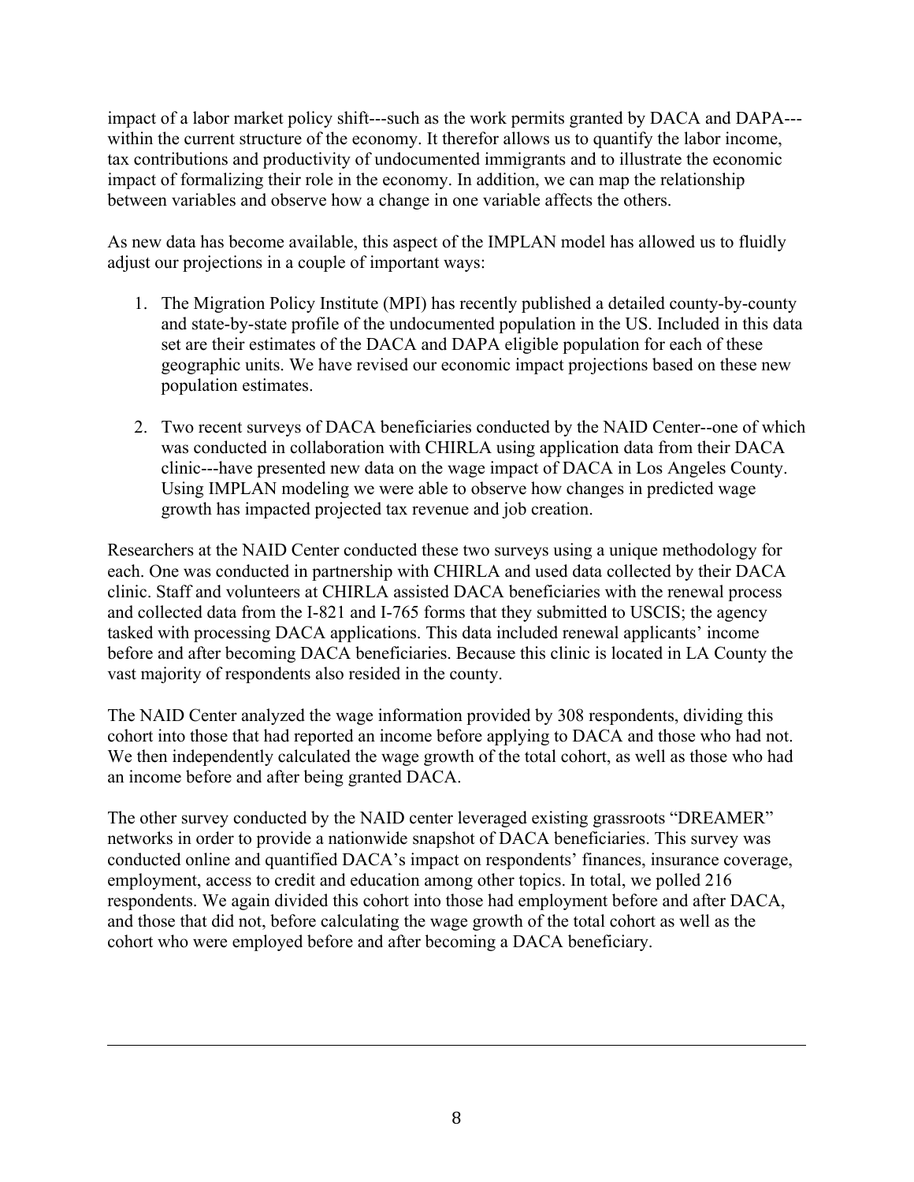impact of a labor market policy shift---such as the work permits granted by DACA and DAPA---within the current structure of the economy. It therefor allows us to quantify the labor income, tax contributions and productivity of undocumented immigrants and to illustrate the economic impact of formalizing their role in the economy. In addition, we can map the relationship between variables and observe how a change in one variable affects the others.

As new data has become available, this aspect of the IMPLAN model has allowed us to fluidly adjust our projections in a couple of important ways:

1. The Migration Policy Institute (MPI) has recently published a detailed county-by-county and state-by-state profile of the undocumented population in the US. Included in this data set are their estimates of the DACA and DAPA eligible population for each of these geographic units. We have revised our economic impact projections based on these new population estimates.

2. Two recent surveys of DACA beneficiaries conducted by the NAID Center--one of which was conducted in collaboration with CHIRLA using application data from their DACA clinic---have presented new data on the wage impact of DACA in Los Angeles County. Using IMPLAN modeling we were able to observe how changes in predicted wage growth has impacted projected tax revenue and job creation.

Researchers at the NAID Center conducted these two surveys using a unique methodology for each. One was conducted in partnership with CHIRLA and used data collected by their DACA clinic. Staff and volunteers at CHIRLA assisted DACA beneficiaries with the renewal process and collected data from the I-821 and I-765 forms that they submitted to USCIS; the agency tasked with processing DACA applications. This data included renewal applicants' income before and after becoming DACA beneficiaries. Because this clinic is located in LA County the vast majority of respondents also resided in the county.

The NAID Center analyzed the wage information provided by 308 respondents, dividing this cohort into those that had reported an income before applying to DACA and those who had not. We then independently calculated the wage growth of the total cohort, as well as those who had an income before and after being granted DACA.

The other survey conducted by the NAID center leveraged existing grassroots "DREAMER" networks in order to provide a nationwide snapshot of DACA beneficiaries. This survey was conducted online and quantified DACA's impact on respondents' finances, insurance coverage, employment, access to credit and education among other topics. In total, we polled 216 respondents. We again divided this cohort into those had employment before and after DACA, and those that did not, before calculating the wage growth of the total cohort as well as the cohort who were employed before and after becoming a DACA beneficiary.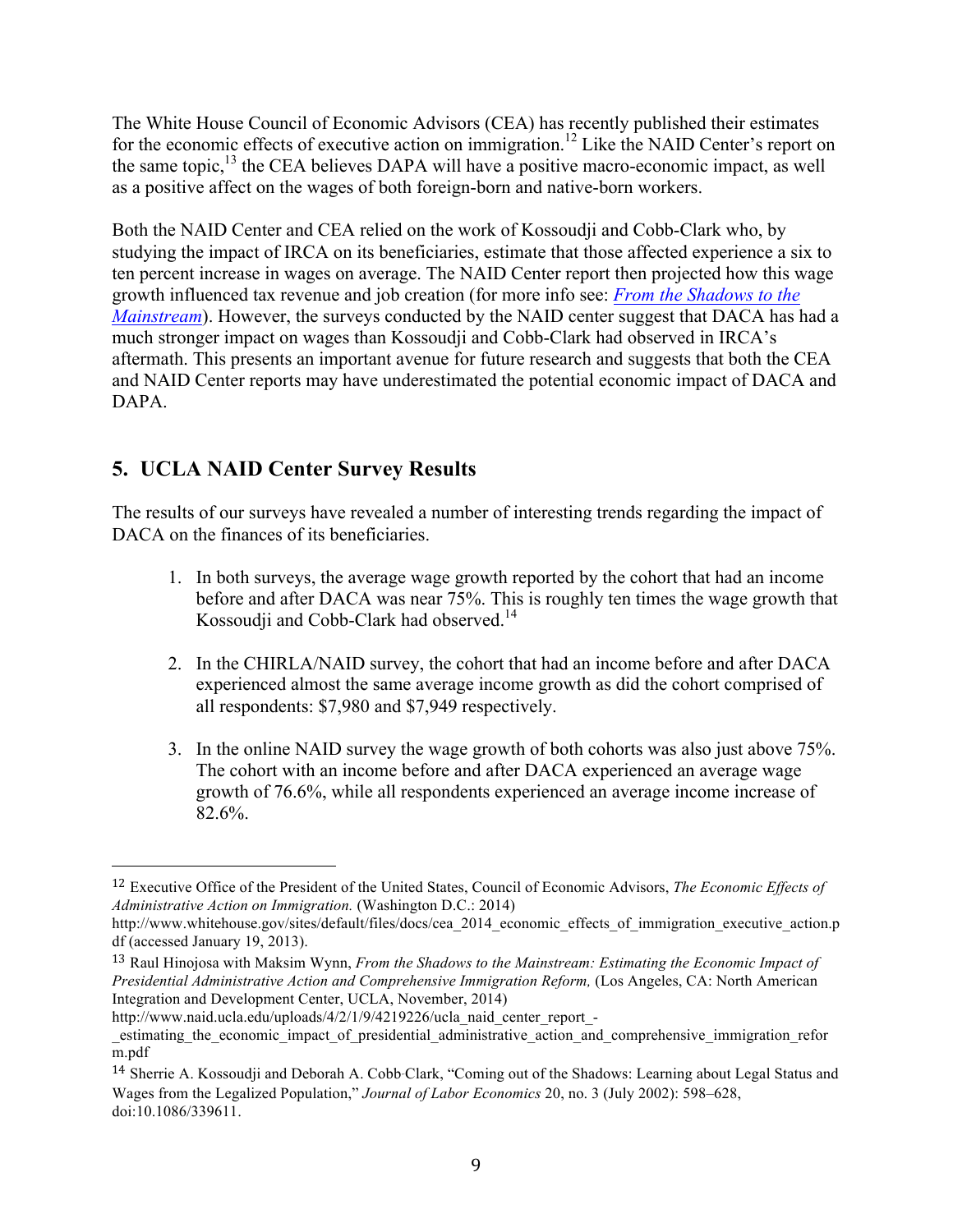The White House Council of Economic Advisors (CEA) has recently published their estimates for the economic effects of executive action on immigration.[12] Like the NAID Center's report on the same topic,[13] the CEA believes DAPA will have a positive macro-economic impact, as well as a positive affect on the wages of both foreign-born and native-born workers.

Both the NAID Center and CEA relied on the work of Kossoudji and Cobb-Clark who, by studying the impact of IRCA on its beneficiaries, estimate that those affected experience a six to ten percent increase in wages on average. The NAID Center report then projected how this wage growth influenced tax revenue and job creation (for more info see: *From the Shadows to the Mainstream*). However, the surveys conducted by the NAID center suggest that DACA has had a much stronger impact on wages than Kossoudji and Cobb-Clark had observed in IRCA's aftermath. This presents an important avenue for future research and suggests that both the CEA and NAID Center reports may have underestimated the potential economic impact of DACA and DAPA.

## 5. UCLA NAID Center Survey Results

The results of our surveys have revealed a number of interesting trends regarding the impact of DACA on the finances of its beneficiaries.

1. In both surveys, the average wage growth reported by the cohort that had an income before and after DACA was near 75%. This is roughly ten times the wage growth that Kossoudji and Cobb-Clark had observed.[14]

2. In the CHIRLA/NAID survey, the cohort that had an income before and after DACA experienced almost the same average income growth as did the cohort comprised of all respondents: $7,980 and $7,949 respectively.

3. In the online NAID survey the wage growth of both cohorts was also just above 75%. The cohort with an income before and after DACA experienced an average wage growth of 76.6%, while all respondents experienced an average income increase of 82.6%.

---

[12] Executive Office of the President of the United States, Council of Economic Advisors, *The Economic Effects of Administrative Action on Immigration.* (Washington D.C.: 2014) http://www.whitehouse.gov/sites/default/files/docs/cea_2014_economic_effects_of_immigration_executive_action.pdf (accessed January 19, 2013).

[13] Raul Hinojosa with Maksim Wynn, *From the Shadows to the Mainstream: Estimating the Economic Impact of Presidential Administrative Action and Comprehensive Immigration Reform,* (Los Angeles, CA: North American Integration and Development Center, UCLA, November, 2014) http://www.naid.ucla.edu/uploads/4/2/1/9/4219226/ucla_naid_center_report_-_estimating_the_economic_impact_of_presidential_administrative_action_and_comprehensive_immigration_reform.pdf

[14] Sherrie A. Kossoudji and Deborah A. Cobb-Clark, "Coming out of the Shadows: Learning about Legal Status and Wages from the Legalized Population," *Journal of Labor Economics* 20, no. 3 (July 2002): 598–628, doi:10.1086/339611.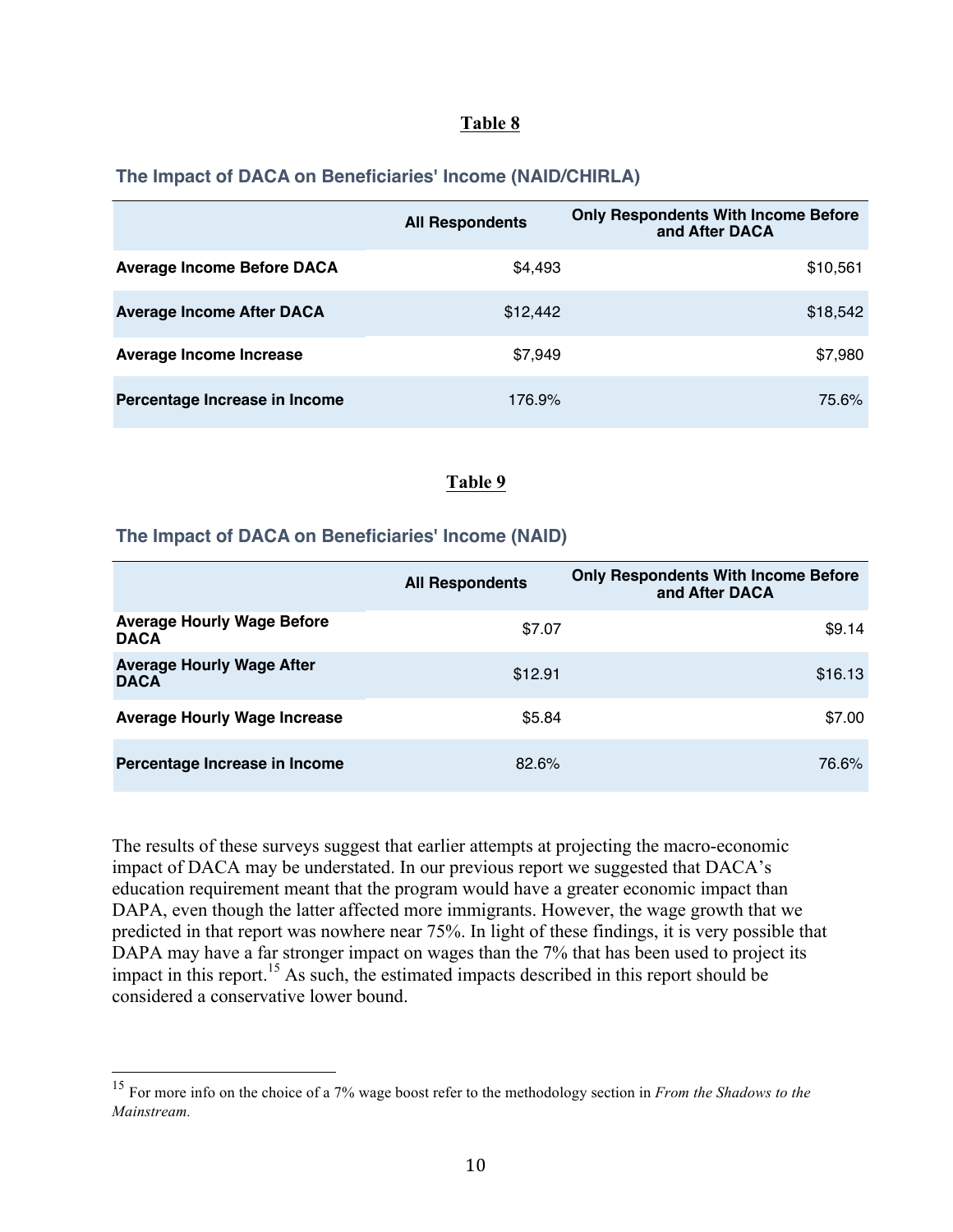**Table 8**

### The Impact of DACA on Beneficiaries' Income (NAID/CHIRLA)

| | All Respondents | Only Respondents With Income Before and After DACA |
|---|---|---|
| **Average Income Before DACA** | $4,493 | $10,561 |
| **Average Income After DACA** | $12,442 | $18,542 |
| **Average Income Increase** | $7,949 | $7,980 |
| **Percentage Increase in Income** | 176.9% | 75.6% |

**Table 9**

### The Impact of DACA on Beneficiaries' Income (NAID)

| | All Respondents | Only Respondents With Income Before and After DACA |
|---|---|---|
| **Average Hourly Wage Before DACA** | $7.07 | $9.14 |
| **Average Hourly Wage After DACA** | $12.91 | $16.13 |
| **Average Hourly Wage Increase** | $5.84 | $7.00 |
| **Percentage Increase in Income** | 82.6% | 76.6% |

The results of these surveys suggest that earlier attempts at projecting the macro-economic impact of DACA may be understated. In our previous report we suggested that DACA's education requirement meant that the program would have a greater economic impact than DAPA, even though the latter affected more immigrants. However, the wage growth that we predicted in that report was nowhere near 75%. In light of these findings, it is very possible that DAPA may have a far stronger impact on wages than the 7% that has been used to project its impact in this report.[15] As such, the estimated impacts described in this report should be considered a conservative lower bound.

[15] For more info on the choice of a 7% wage boost refer to the methodology section in *From the Shadows to the Mainstream.*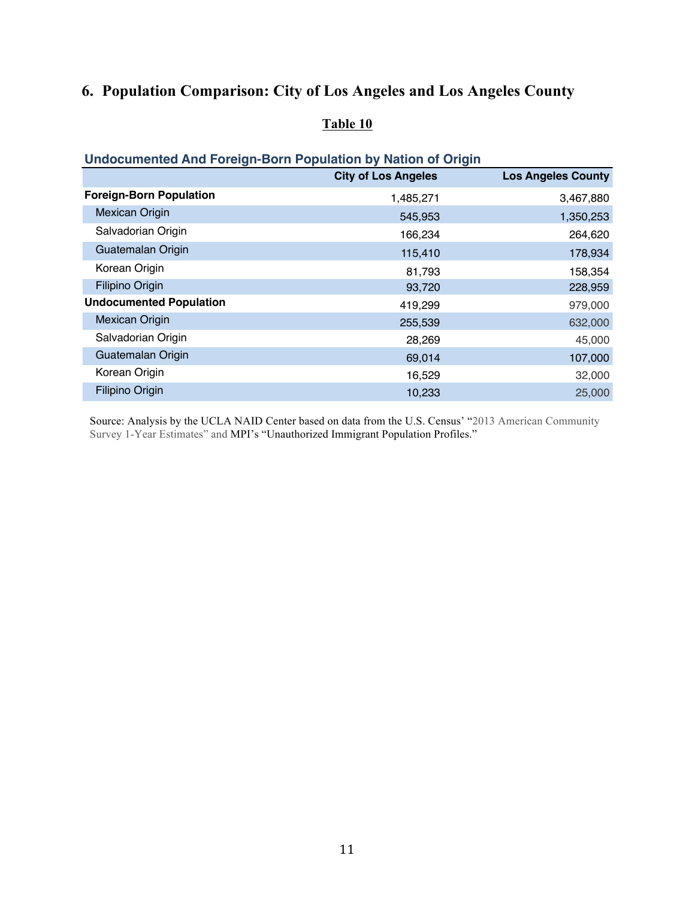## 6. Population Comparison: City of Los Angeles and Los Angeles County

**Table 10**

**Undocumented And Foreign-Born Population by Nation of Origin**

| | City of Los Angeles | Los Angeles County |
|---|---|---|
| **Foreign-Born Population** | 1,485,271 | 3,467,880 |
| Mexican Origin | 545,953 | 1,350,253 |
| Salvadorian Origin | 166,234 | 264,620 |
| Guatemalan Origin | 115,410 | 178,934 |
| Korean Origin | 81,793 | 158,354 |
| Filipino Origin | 93,720 | 228,959 |
| **Undocumented Population** | 419,299 | 979,000 |
| Mexican Origin | 255,539 | 632,000 |
| Salvadorian Origin | 28,269 | 45,000 |
| Guatemalan Origin | 69,014 | 107,000 |
| Korean Origin | 16,529 | 32,000 |
| Filipino Origin | 10,233 | 25,000 |

Source: Analysis by the UCLA NAID Center based on data from the U.S. Census' "2013 American Community Survey 1-Year Estimates" and MPI's "Unauthorized Immigrant Population Profiles."